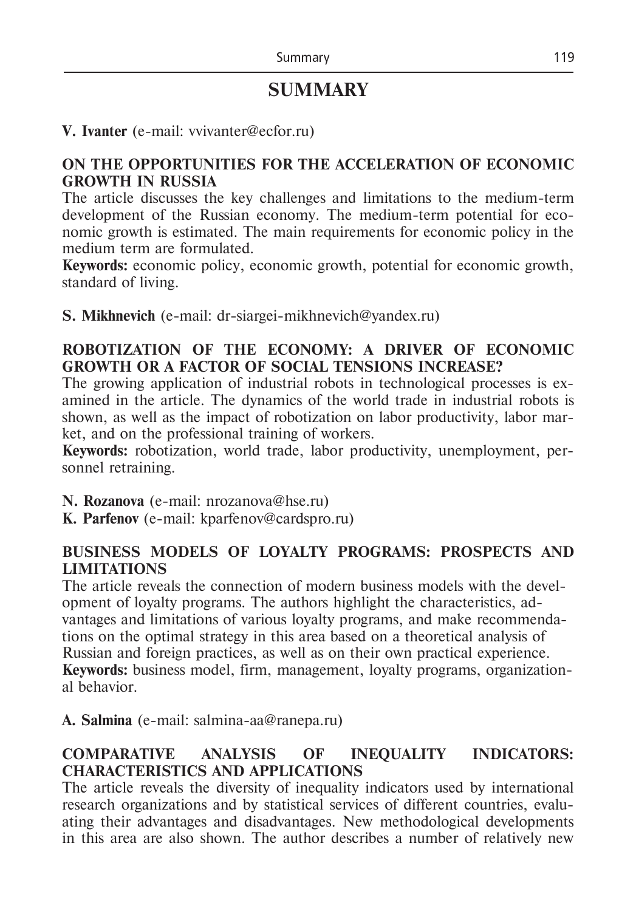# SUMMARY

**V. Ivanter** (e-mail: vvivanter@ecfor.ru)

**ON THE OPPORTUNITIES FOR THE ACCELERATION OF ECONOMIC GROWTH IN RUSSIA**

The article discusses the key challenges and limitations to the medium-term development of the Russian economy. The medium-term potential for economic growth is estimated. The main requirements for economic policy in the medium term are formulated.

**Keywords:** economic policy, economic growth, potential for economic growth, standard of living.

**S. Mikhnevich** (e-mail: dr-siargei-mikhnevich@yandex.ru)

**ROBOTIZATION OF THE ECONOMY: A DRIVER OF ECONOMIC GROWTH OR A FACTOR OF SOCIAL TENSIONS INCREASE?**

The growing application of industrial robots in technological processes is examined in the article. The dynamics of the world trade in industrial robots is shown, as well as the impact of robotization on labor productivity, labor market, and on the professional training of workers.

**Keywords:** robotization, world trade, labor productivity, unemployment, personnel retraining.

**N. Rozanova** (e-mail: nrozanova@hse.ru)
**K. Parfenov** (e-mail: kparfenov@cardspro.ru)

**BUSINESS MODELS OF LOYALTY PROGRAMS: PROSPECTS AND LIMITATIONS**

The article reveals the connection of modern business models with the development of loyalty programs. The authors highlight the characteristics, advantages and limitations of various loyalty programs, and make recommendations on the optimal strategy in this area based on a theoretical analysis of Russian and foreign practices, as well as on their own practical experience.

**Keywords:** business model, firm, management, loyalty programs, organizational behavior.

**A. Salmina** (e-mail: salmina-aa@ranepa.ru)

**COMPARATIVE ANALYSIS OF INEQUALITY INDICATORS: CHARACTERISTICS AND APPLICATIONS**

The article reveals the diversity of inequality indicators used by international research organizations and by statistical services of different countries, evaluating their advantages and disadvantages. New methodological developments in this area are also shown. The author describes a number of relatively new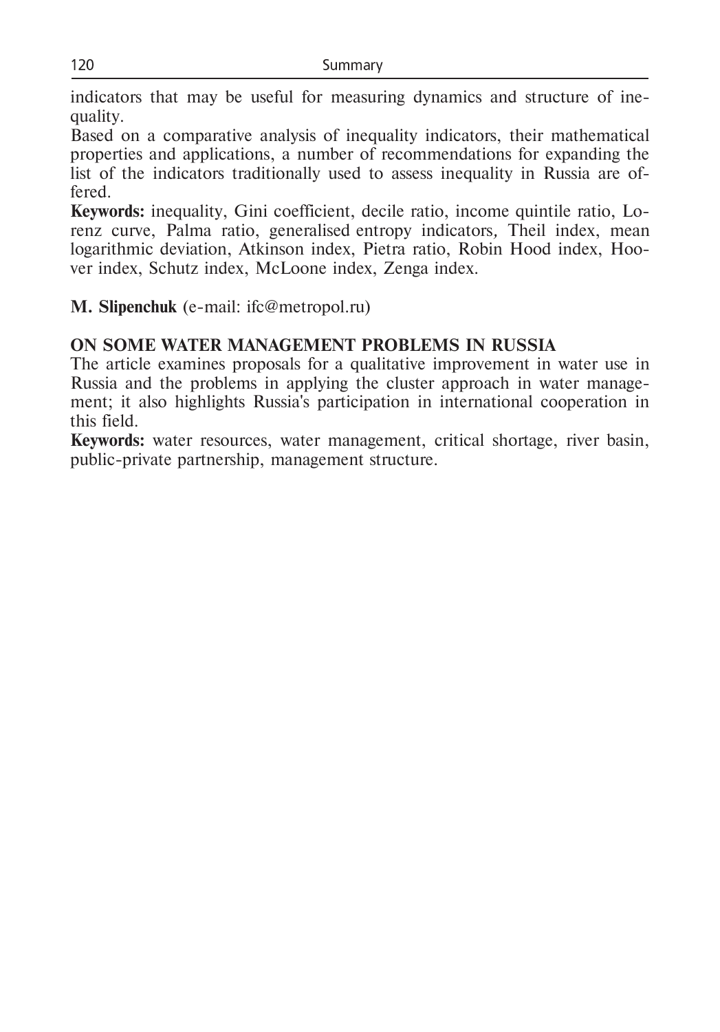indicators that may be useful for measuring dynamics and structure of inequality.

Based on a comparative analysis of inequality indicators, their mathematical properties and applications, a number of recommendations for expanding the list of the indicators traditionally used to assess inequality in Russia are offered.

**Keywords:** inequality, Gini coefficient, decile ratio, income quintile ratio, Lorenz curve, Palma ratio, generalised entropy indicators, Theil index, mean logarithmic deviation, Atkinson index, Pietra ratio, Robin Hood index, Hoover index, Schutz index, McLoone index, Zenga index.

**M. Slipenchuk** (e-mail: ifc@metropol.ru)

## ON SOME WATER MANAGEMENT PROBLEMS IN RUSSIA

The article examines proposals for a qualitative improvement in water use in Russia and the problems in applying the cluster approach in water management; it also highlights Russia's participation in international cooperation in this field.

**Keywords:** water resources, water management, critical shortage, river basin, public-private partnership, management structure.